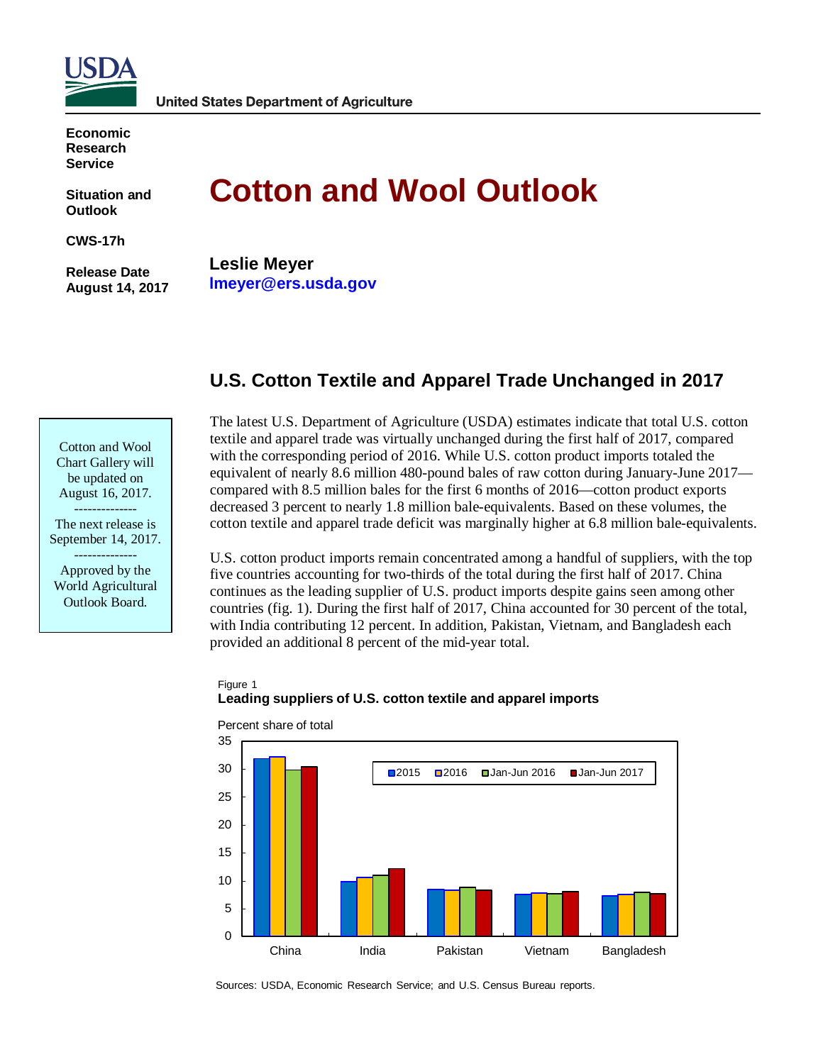USDA

United States Department of Agriculture

**Economic Research Service**

**Situation and Outlook**

**CWS-17h**

**Release Date August 14, 2017**

# Cotton and Wool Outlook

**Leslie Meyer**
**lmeyer@ers.usda.gov**

Cotton and Wool Chart Gallery will be updated on August 16, 2017.

--------------

The next release is September 14, 2017.

--------------

Approved by the World Agricultural Outlook Board.

## U.S. Cotton Textile and Apparel Trade Unchanged in 2017

The latest U.S. Department of Agriculture (USDA) estimates indicate that total U.S. cotton textile and apparel trade was virtually unchanged during the first half of 2017, compared with the corresponding period of 2016. While U.S. cotton product imports totaled the equivalent of nearly 8.6 million 480-pound bales of raw cotton during January-June 2017—compared with 8.5 million bales for the first 6 months of 2016—cotton product exports decreased 3 percent to nearly 1.8 million bale-equivalents. Based on these volumes, the cotton textile and apparel trade deficit was marginally higher at 6.8 million bale-equivalents.

U.S. cotton product imports remain concentrated among a handful of suppliers, with the top five countries accounting for two-thirds of the total during the first half of 2017. China continues as the leading supplier of U.S. product imports despite gains seen among other countries (fig. 1). During the first half of 2017, China accounted for 30 percent of the total, with India contributing 12 percent. In addition, Pakistan, Vietnam, and Bangladesh each provided an additional 8 percent of the mid-year total.

Figure 1
**Leading suppliers of U.S. cotton textile and apparel imports**

Percent share of total

| | 2015 | 2016 | Jan-Jun 2016 | Jan-Jun 2017 |
|---|---|---|---|---|
| China | 32 | 32 | 30 | 30 |
| India | 10 | 11 | 11 | 12 |
| Pakistan | 8 | 8 | 9 | 8 |
| Vietnam | 8 | 8 | 8 | 8 |
| Bangladesh | 7 | 8 | 8 | 8 |

Sources: USDA, Economic Research Service; and U.S. Census Bureau reports.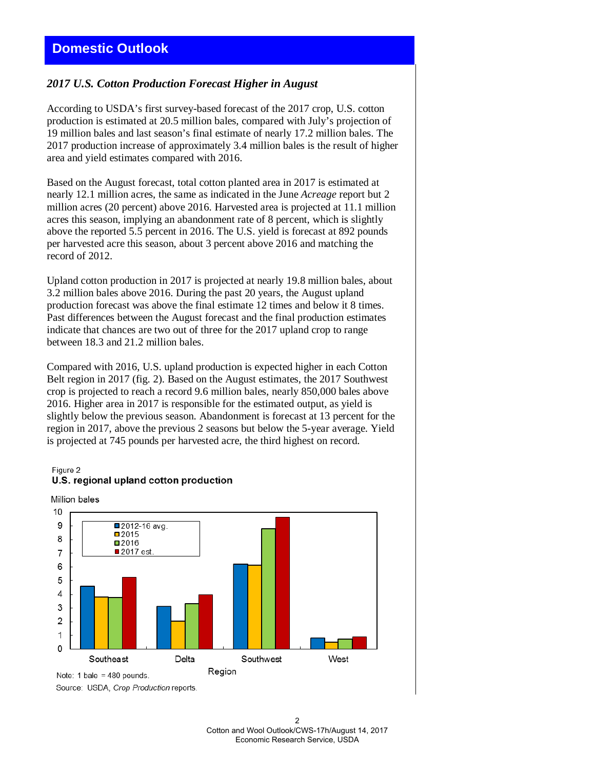## Domestic Outlook

### *2017 U.S. Cotton Production Forecast Higher in August*

According to USDA's first survey-based forecast of the 2017 crop, U.S. cotton production is estimated at 20.5 million bales, compared with July's projection of 19 million bales and last season's final estimate of nearly 17.2 million bales. The 2017 production increase of approximately 3.4 million bales is the result of higher area and yield estimates compared with 2016.

Based on the August forecast, total cotton planted area in 2017 is estimated at nearly 12.1 million acres, the same as indicated in the June *Acreage* report but 2 million acres (20 percent) above 2016. Harvested area is projected at 11.1 million acres this season, implying an abandonment rate of 8 percent, which is slightly above the reported 5.5 percent in 2016. The U.S. yield is forecast at 892 pounds per harvested acre this season, about 3 percent above 2016 and matching the record of 2012.

Upland cotton production in 2017 is projected at nearly 19.8 million bales, about 3.2 million bales above 2016. During the past 20 years, the August upland production forecast was above the final estimate 12 times and below it 8 times. Past differences between the August forecast and the final production estimates indicate that chances are two out of three for the 2017 upland crop to range between 18.3 and 21.2 million bales.

Compared with 2016, U.S. upland production is expected higher in each Cotton Belt region in 2017 (fig. 2). Based on the August estimates, the 2017 Southwest crop is projected to reach a record 9.6 million bales, nearly 850,000 bales above 2016. Higher area in 2017 is responsible for the estimated output, as yield is slightly below the previous season. Abandonment is forecast at 13 percent for the region in 2017, above the previous 2 seasons but below the 5-year average. Yield is projected at 745 pounds per harvested acre, the third highest on record.

Figure 2
**U.S. regional upland cotton production**

Note: 1 bale = 480 pounds.
Source: USDA, *Crop Production* reports.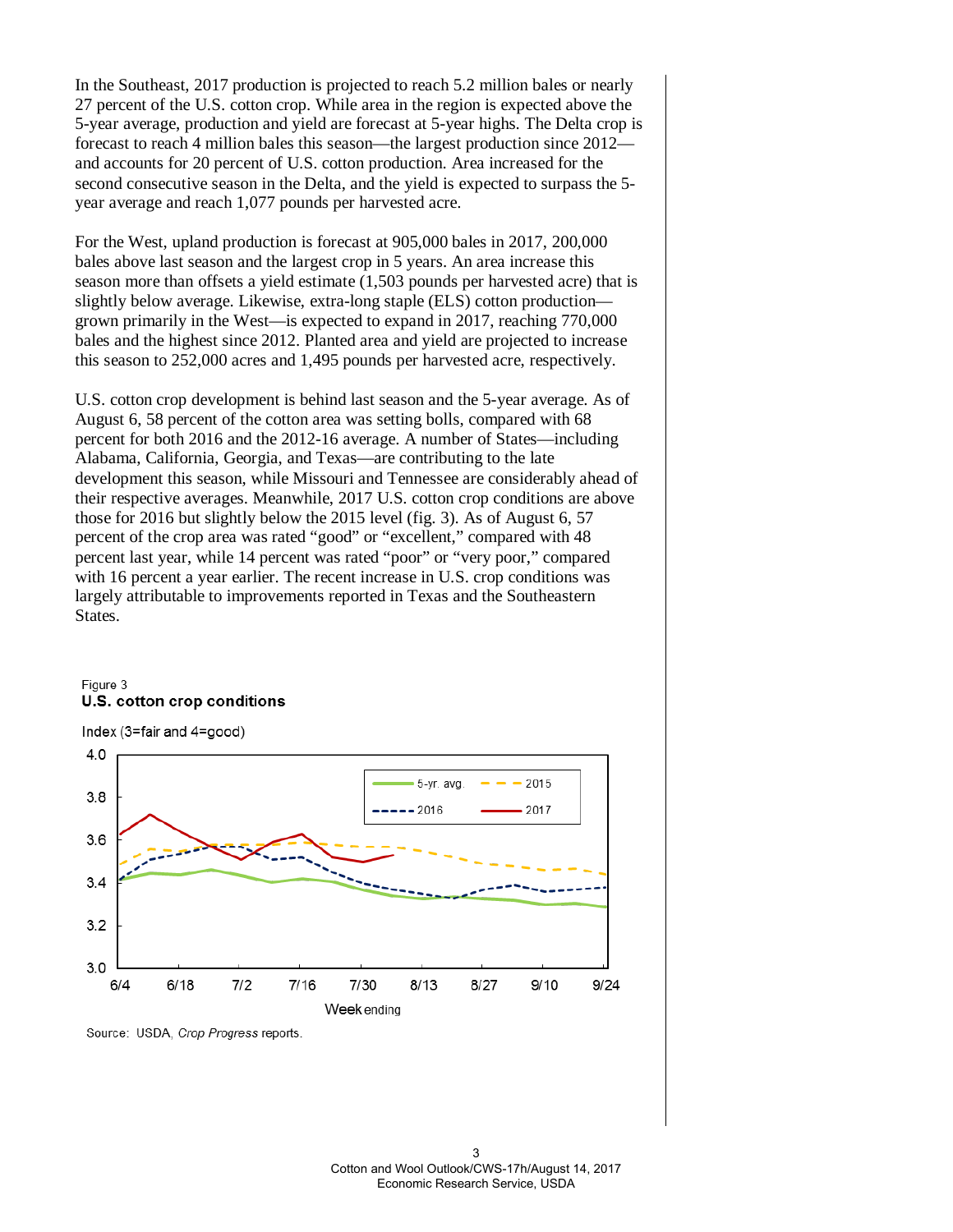In the Southeast, 2017 production is projected to reach 5.2 million bales or nearly 27 percent of the U.S. cotton crop. While area in the region is expected above the 5-year average, production and yield are forecast at 5-year highs. The Delta crop is forecast to reach 4 million bales this season—the largest production since 2012—and accounts for 20 percent of U.S. cotton production. Area increased for the second consecutive season in the Delta, and the yield is expected to surpass the 5-year average and reach 1,077 pounds per harvested acre.

For the West, upland production is forecast at 905,000 bales in 2017, 200,000 bales above last season and the largest crop in 5 years. An area increase this season more than offsets a yield estimate (1,503 pounds per harvested acre) that is slightly below average. Likewise, extra-long staple (ELS) cotton production—grown primarily in the West—is expected to expand in 2017, reaching 770,000 bales and the highest since 2012. Planted area and yield are projected to increase this season to 252,000 acres and 1,495 pounds per harvested acre, respectively.

U.S. cotton crop development is behind last season and the 5-year average. As of August 6, 58 percent of the cotton area was setting bolls, compared with 68 percent for both 2016 and the 2012-16 average. A number of States—including Alabama, California, Georgia, and Texas—are contributing to the late development this season, while Missouri and Tennessee are considerably ahead of their respective averages. Meanwhile, 2017 U.S. cotton crop conditions are above those for 2016 but slightly below the 2015 level (fig. 3). As of August 6, 57 percent of the crop area was rated "good" or "excellent," compared with 48 percent last year, while 14 percent was rated "poor" or "very poor," compared with 16 percent a year earlier. The recent increase in U.S. crop conditions was largely attributable to improvements reported in Texas and the Southeastern States.

Figure 3
**U.S. cotton crop conditions**

Source: USDA, *Crop Progress* reports.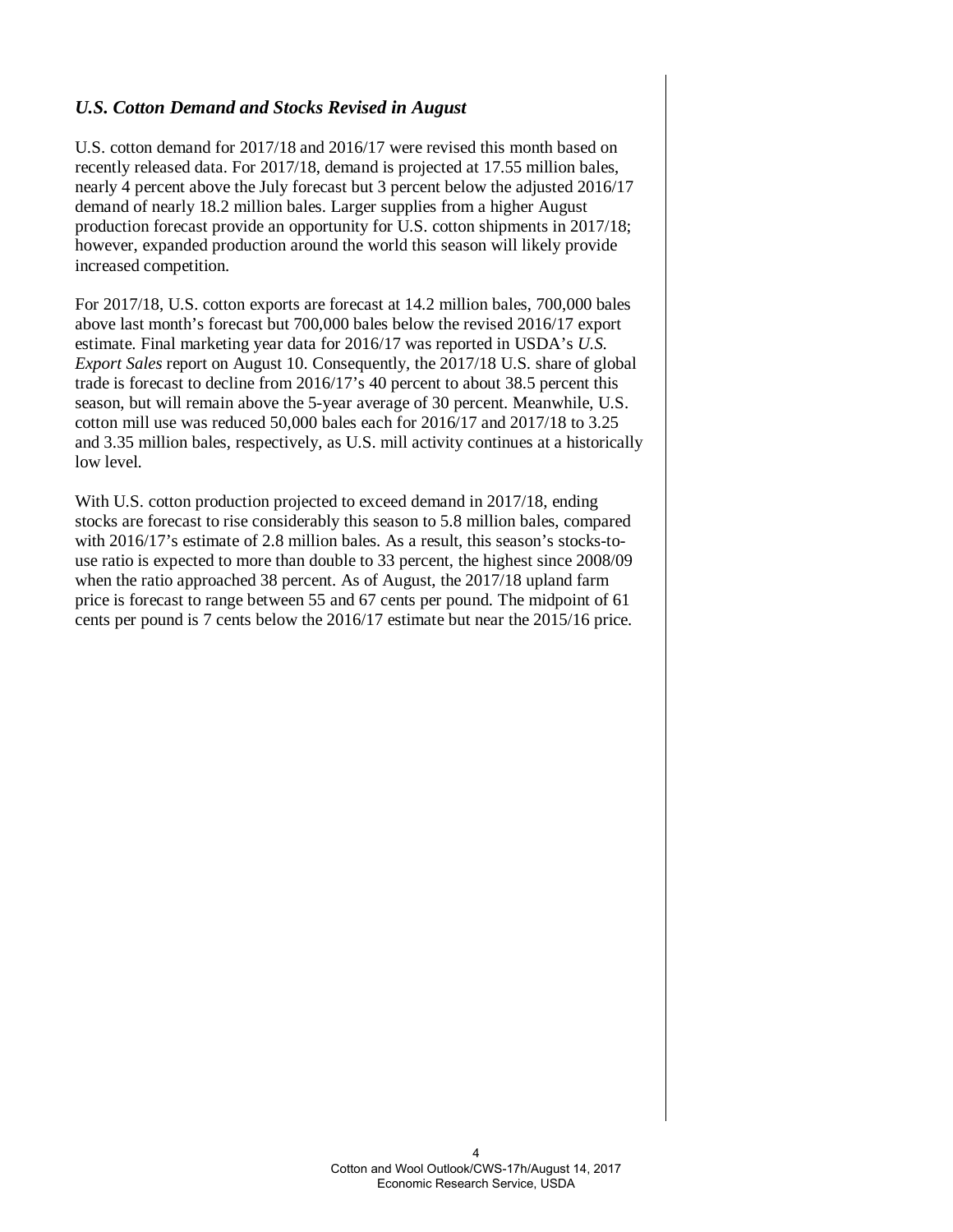### *U.S. Cotton Demand and Stocks Revised in August*

U.S. cotton demand for 2017/18 and 2016/17 were revised this month based on recently released data. For 2017/18, demand is projected at 17.55 million bales, nearly 4 percent above the July forecast but 3 percent below the adjusted 2016/17 demand of nearly 18.2 million bales. Larger supplies from a higher August production forecast provide an opportunity for U.S. cotton shipments in 2017/18; however, expanded production around the world this season will likely provide increased competition.

For 2017/18, U.S. cotton exports are forecast at 14.2 million bales, 700,000 bales above last month's forecast but 700,000 bales below the revised 2016/17 export estimate. Final marketing year data for 2016/17 was reported in USDA's *U.S. Export Sales* report on August 10. Consequently, the 2017/18 U.S. share of global trade is forecast to decline from 2016/17's 40 percent to about 38.5 percent this season, but will remain above the 5-year average of 30 percent. Meanwhile, U.S. cotton mill use was reduced 50,000 bales each for 2016/17 and 2017/18 to 3.25 and 3.35 million bales, respectively, as U.S. mill activity continues at a historically low level.

With U.S. cotton production projected to exceed demand in 2017/18, ending stocks are forecast to rise considerably this season to 5.8 million bales, compared with 2016/17's estimate of 2.8 million bales. As a result, this season's stocks-to-use ratio is expected to more than double to 33 percent, the highest since 2008/09 when the ratio approached 38 percent. As of August, the 2017/18 upland farm price is forecast to range between 55 and 67 cents per pound. The midpoint of 61 cents per pound is 7 cents below the 2016/17 estimate but near the 2015/16 price.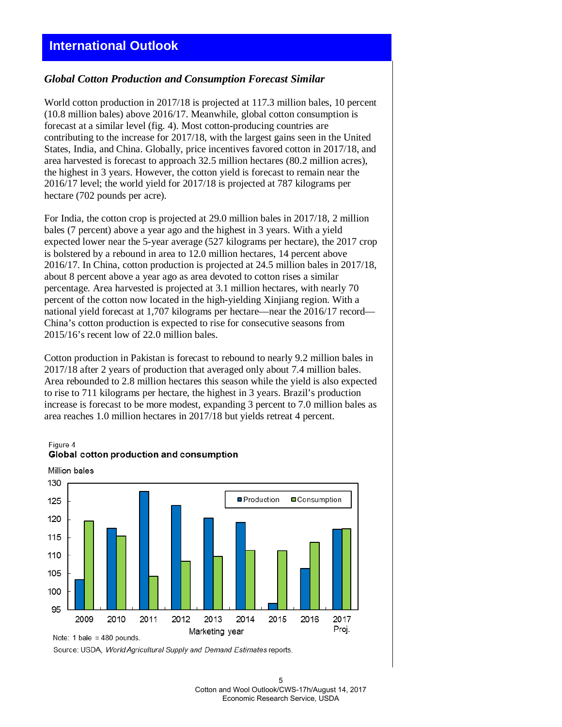## International Outlook

### *Global Cotton Production and Consumption Forecast Similar*

World cotton production in 2017/18 is projected at 117.3 million bales, 10 percent (10.8 million bales) above 2016/17. Meanwhile, global cotton consumption is forecast at a similar level (fig. 4). Most cotton-producing countries are contributing to the increase for 2017/18, with the largest gains seen in the United States, India, and China. Globally, price incentives favored cotton in 2017/18, and area harvested is forecast to approach 32.5 million hectares (80.2 million acres), the highest in 3 years. However, the cotton yield is forecast to remain near the 2016/17 level; the world yield for 2017/18 is projected at 787 kilograms per hectare (702 pounds per acre).

For India, the cotton crop is projected at 29.0 million bales in 2017/18, 2 million bales (7 percent) above a year ago and the highest in 3 years. With a yield expected lower near the 5-year average (527 kilograms per hectare), the 2017 crop is bolstered by a rebound in area to 12.0 million hectares, 14 percent above 2016/17. In China, cotton production is projected at 24.5 million bales in 2017/18, about 8 percent above a year ago as area devoted to cotton rises a similar percentage. Area harvested is projected at 3.1 million hectares, with nearly 70 percent of the cotton now located in the high-yielding Xinjiang region. With a national yield forecast at 1,707 kilograms per hectare—near the 2016/17 record—China's cotton production is expected to rise for consecutive seasons from 2015/16's recent low of 22.0 million bales.

Cotton production in Pakistan is forecast to rebound to nearly 9.2 million bales in 2017/18 after 2 years of production that averaged only about 7.4 million bales. Area rebounded to 2.8 million hectares this season while the yield is also expected to rise to 711 kilograms per hectare, the highest in 3 years. Brazil's production increase is forecast to be more modest, expanding 3 percent to 7.0 million bales as area reaches 1.0 million hectares in 2017/18 but yields retreat 4 percent.

Figure 4
**Global cotton production and consumption**

Million bales

Marketing year: 2009, 2010, 2011, 2012, 2013, 2014, 2015, 2016, 2017 Proj.

Legend: Production, Consumption

Note: 1 bale = 480 pounds.

Source: USDA, *World Agricultural Supply and Demand Estimates* reports.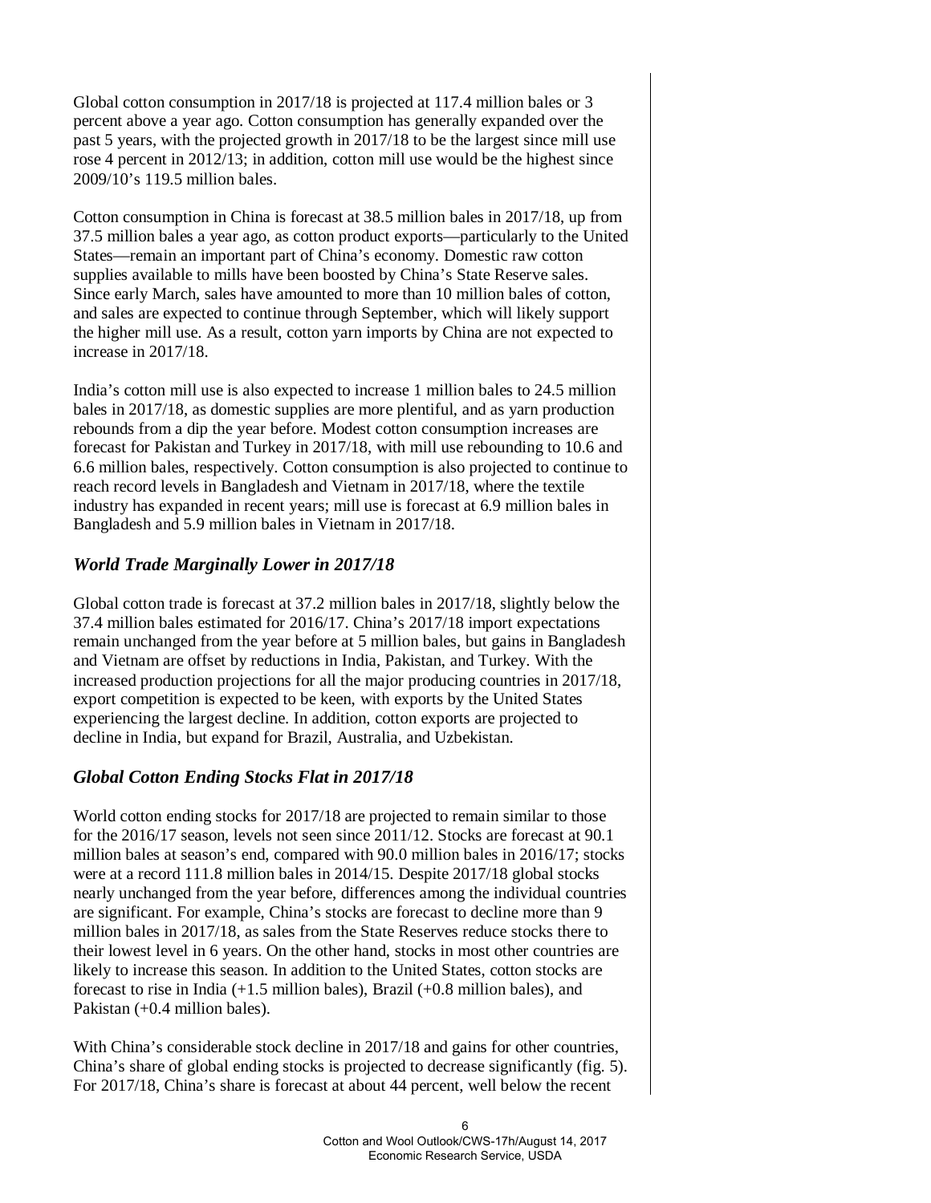Global cotton consumption in 2017/18 is projected at 117.4 million bales or 3 percent above a year ago. Cotton consumption has generally expanded over the past 5 years, with the projected growth in 2017/18 to be the largest since mill use rose 4 percent in 2012/13; in addition, cotton mill use would be the highest since 2009/10's 119.5 million bales.

Cotton consumption in China is forecast at 38.5 million bales in 2017/18, up from 37.5 million bales a year ago, as cotton product exports—particularly to the United States—remain an important part of China's economy. Domestic raw cotton supplies available to mills have been boosted by China's State Reserve sales. Since early March, sales have amounted to more than 10 million bales of cotton, and sales are expected to continue through September, which will likely support the higher mill use. As a result, cotton yarn imports by China are not expected to increase in 2017/18.

India's cotton mill use is also expected to increase 1 million bales to 24.5 million bales in 2017/18, as domestic supplies are more plentiful, and as yarn production rebounds from a dip the year before. Modest cotton consumption increases are forecast for Pakistan and Turkey in 2017/18, with mill use rebounding to 10.6 and 6.6 million bales, respectively. Cotton consumption is also projected to continue to reach record levels in Bangladesh and Vietnam in 2017/18, where the textile industry has expanded in recent years; mill use is forecast at 6.9 million bales in Bangladesh and 5.9 million bales in Vietnam in 2017/18.

## *World Trade Marginally Lower in 2017/18*

Global cotton trade is forecast at 37.2 million bales in 2017/18, slightly below the 37.4 million bales estimated for 2016/17. China's 2017/18 import expectations remain unchanged from the year before at 5 million bales, but gains in Bangladesh and Vietnam are offset by reductions in India, Pakistan, and Turkey. With the increased production projections for all the major producing countries in 2017/18, export competition is expected to be keen, with exports by the United States experiencing the largest decline. In addition, cotton exports are projected to decline in India, but expand for Brazil, Australia, and Uzbekistan.

## *Global Cotton Ending Stocks Flat in 2017/18*

World cotton ending stocks for 2017/18 are projected to remain similar to those for the 2016/17 season, levels not seen since 2011/12. Stocks are forecast at 90.1 million bales at season's end, compared with 90.0 million bales in 2016/17; stocks were at a record 111.8 million bales in 2014/15. Despite 2017/18 global stocks nearly unchanged from the year before, differences among the individual countries are significant. For example, China's stocks are forecast to decline more than 9 million bales in 2017/18, as sales from the State Reserves reduce stocks there to their lowest level in 6 years. On the other hand, stocks in most other countries are likely to increase this season. In addition to the United States, cotton stocks are forecast to rise in India (+1.5 million bales), Brazil (+0.8 million bales), and Pakistan (+0.4 million bales).

With China's considerable stock decline in 2017/18 and gains for other countries, China's share of global ending stocks is projected to decrease significantly (fig. 5). For 2017/18, China's share is forecast at about 44 percent, well below the recent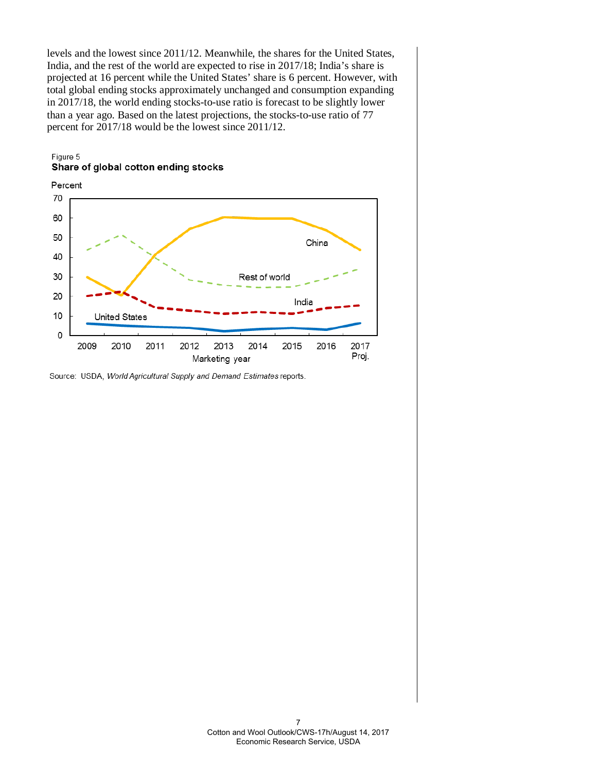levels and the lowest since 2011/12. Meanwhile, the shares for the United States, India, and the rest of the world are expected to rise in 2017/18; India's share is projected at 16 percent while the United States' share is 6 percent. However, with total global ending stocks approximately unchanged and consumption expanding in 2017/18, the world ending stocks-to-use ratio is forecast to be slightly lower than a year ago. Based on the latest projections, the stocks-to-use ratio of 77 percent for 2017/18 would be the lowest since 2011/12.

Figure 5
**Share of global cotton ending stocks**

Source: USDA, *World Agricultural Supply and Demand Estimates* reports.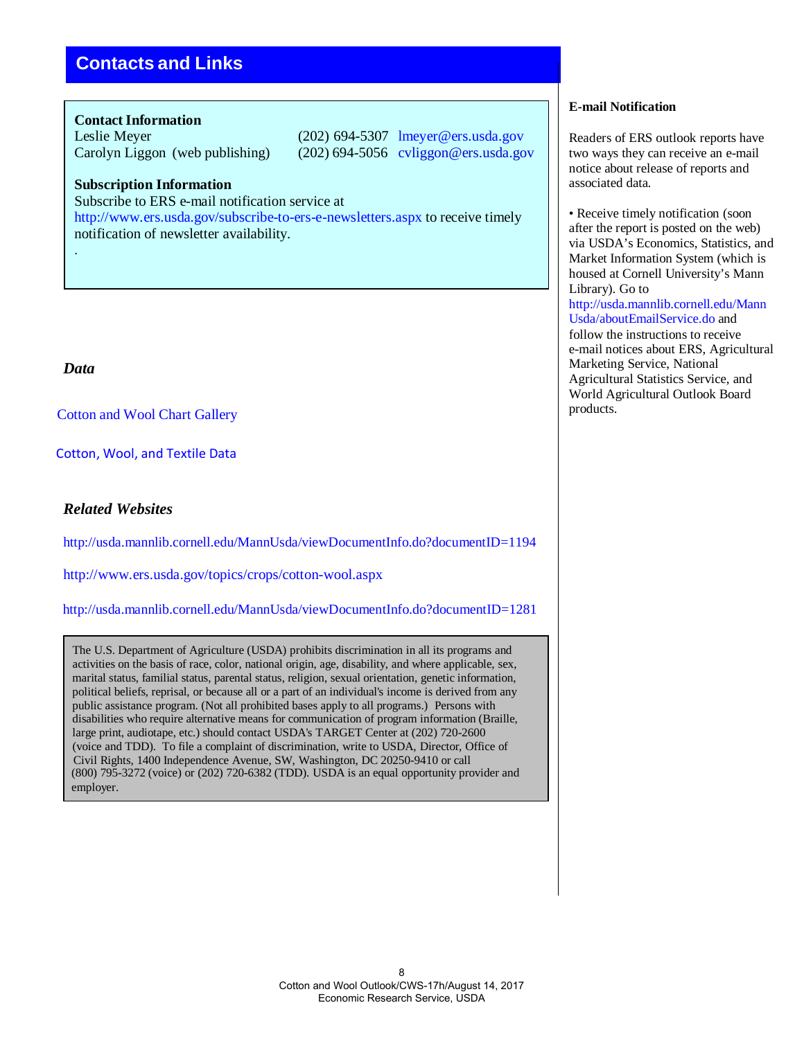## Contacts and Links

**Contact Information**

Leslie Meyer (202) 694-5307 lmeyer@ers.usda.gov
Carolyn Liggon (web publishing) (202) 694-5056 cvliggon@ers.usda.gov

**Subscription Information**

Subscribe to ERS e-mail notification service at http://www.ers.usda.gov/subscribe-to-ers-e-newsletters.aspx to receive timely notification of newsletter availability.

.

### *Data*

Cotton and Wool Chart Gallery

Cotton, Wool, and Textile Data

### *Related Websites*

http://usda.mannlib.cornell.edu/MannUsda/viewDocumentInfo.do?documentID=1194

http://www.ers.usda.gov/topics/crops/cotton-wool.aspx

http://usda.mannlib.cornell.edu/MannUsda/viewDocumentInfo.do?documentID=1281

The U.S. Department of Agriculture (USDA) prohibits discrimination in all its programs and activities on the basis of race, color, national origin, age, disability, and where applicable, sex, marital status, familial status, parental status, religion, sexual orientation, genetic information, political beliefs, reprisal, or because all or a part of an individual's income is derived from any public assistance program. (Not all prohibited bases apply to all programs.) Persons with disabilities who require alternative means for communication of program information (Braille, large print, audiotape, etc.) should contact USDA's TARGET Center at (202) 720-2600 (voice and TDD). To file a complaint of discrimination, write to USDA, Director, Office of Civil Rights, 1400 Independence Avenue, SW, Washington, DC 20250-9410 or call (800) 795-3272 (voice) or (202) 720-6382 (TDD). USDA is an equal opportunity provider and employer.

**E-mail Notification**

Readers of ERS outlook reports have two ways they can receive an e-mail notice about release of reports and associated data.

- Receive timely notification (soon after the report is posted on the web) via USDA's Economics, Statistics, and Market Information System (which is housed at Cornell University's Mann Library). Go to http://usda.mannlib.cornell.edu/MannUsda/aboutEmailService.do and follow the instructions to receive e-mail notices about ERS, Agricultural Marketing Service, National Agricultural Statistics Service, and World Agricultural Outlook Board products.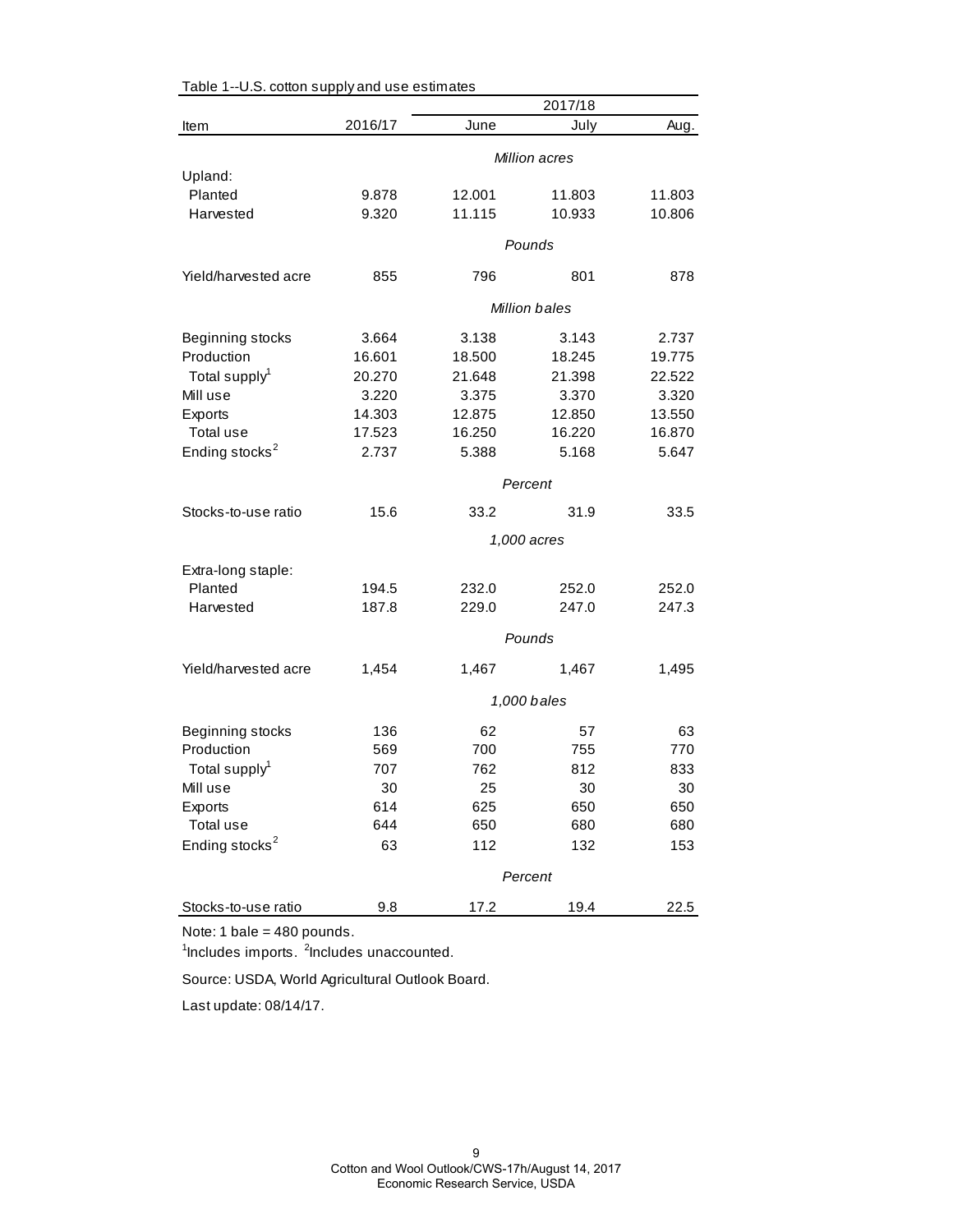Table 1--U.S. cotton supply and use estimates

| Item | 2016/17 | 2017/18 June | 2017/18 July | 2017/18 Aug. |
|---|---|---|---|---|
| | | *Million acres* | | |
| Upland: | | | | |
| Planted | 9.878 | 12.001 | 11.803 | 11.803 |
| Harvested | 9.320 | 11.115 | 10.933 | 10.806 |
| | | *Pounds* | | |
| Yield/harvested acre | 855 | 796 | 801 | 878 |
| | | *Million bales* | | |
| Beginning stocks | 3.664 | 3.138 | 3.143 | 2.737 |
| Production | 16.601 | 18.500 | 18.245 | 19.775 |
| Total supply[1] | 20.270 | 21.648 | 21.398 | 22.522 |
| Mill use | 3.220 | 3.375 | 3.370 | 3.320 |
| Exports | 14.303 | 12.875 | 12.850 | 13.550 |
| Total use | 17.523 | 16.250 | 16.220 | 16.870 |
| Ending stocks[2] | 2.737 | 5.388 | 5.168 | 5.647 |
| | | *Percent* | | |
| Stocks-to-use ratio | 15.6 | 33.2 | 31.9 | 33.5 |
| | | *1,000 acres* | | |
| Extra-long staple: | | | | |
| Planted | 194.5 | 232.0 | 252.0 | 252.0 |
| Harvested | 187.8 | 229.0 | 247.0 | 247.3 |
| | | *Pounds* | | |
| Yield/harvested acre | 1,454 | 1,467 | 1,467 | 1,495 |
| | | *1,000 bales* | | |
| Beginning stocks | 136 | 62 | 57 | 63 |
| Production | 569 | 700 | 755 | 770 |
| Total supply[1] | 707 | 762 | 812 | 833 |
| Mill use | 30 | 25 | 30 | 30 |
| Exports | 614 | 625 | 650 | 650 |
| Total use | 644 | 650 | 680 | 680 |
| Ending stocks[2] | 63 | 112 | 132 | 153 |
| | | *Percent* | | |
| Stocks-to-use ratio | 9.8 | 17.2 | 19.4 | 22.5 |

Note: 1 bale = 480 pounds.

[1]Includes imports. [2]Includes unaccounted.

Source: USDA, World Agricultural Outlook Board.

Last update: 08/14/17.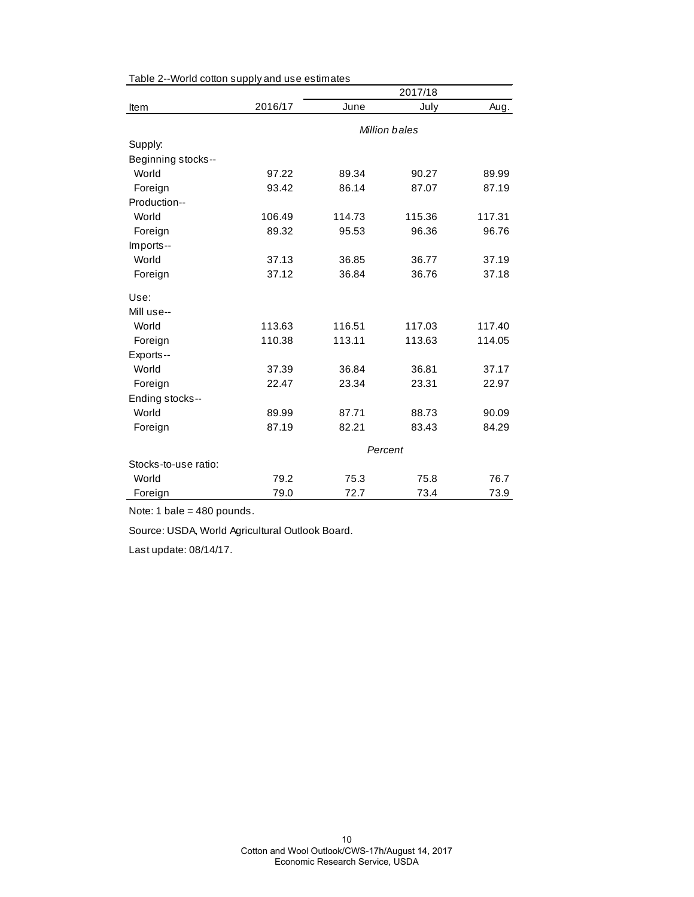Table 2--World cotton supply and use estimates

| Item | 2016/17 | 2017/18 | | |
|---|---|---|---|---|
| | | June | July | Aug. |
| | | *Million bales* | | |
| Supply: | | | | |
| Beginning stocks-- | | | | |
| World | 97.22 | 89.34 | 90.27 | 89.99 |
| Foreign | 93.42 | 86.14 | 87.07 | 87.19 |
| Production-- | | | | |
| World | 106.49 | 114.73 | 115.36 | 117.31 |
| Foreign | 89.32 | 95.53 | 96.36 | 96.76 |
| Imports-- | | | | |
| World | 37.13 | 36.85 | 36.77 | 37.19 |
| Foreign | 37.12 | 36.84 | 36.76 | 37.18 |
| Use: | | | | |
| Mill use-- | | | | |
| World | 113.63 | 116.51 | 117.03 | 117.40 |
| Foreign | 110.38 | 113.11 | 113.63 | 114.05 |
| Exports-- | | | | |
| World | 37.39 | 36.84 | 36.81 | 37.17 |
| Foreign | 22.47 | 23.34 | 23.31 | 22.97 |
| Ending stocks-- | | | | |
| World | 89.99 | 87.71 | 88.73 | 90.09 |
| Foreign | 87.19 | 82.21 | 83.43 | 84.29 |
| | | *Percent* | | |
| Stocks-to-use ratio: | | | | |
| World | 79.2 | 75.3 | 75.8 | 76.7 |
| Foreign | 79.0 | 72.7 | 73.4 | 73.9 |

Note: 1 bale = 480 pounds.

Source: USDA, World Agricultural Outlook Board.

Last update: 08/14/17.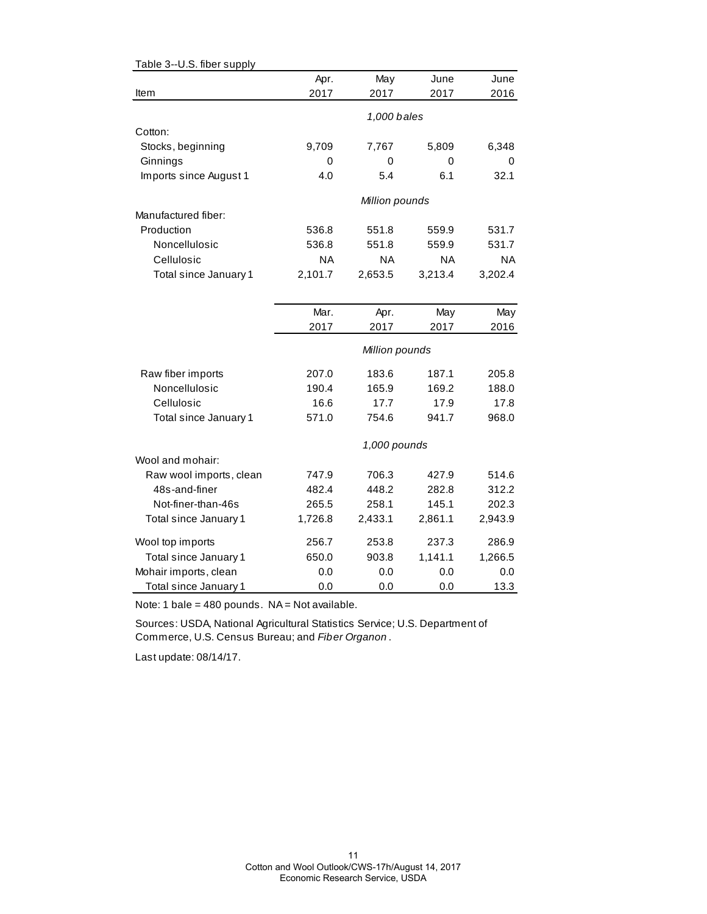Table 3--U.S. fiber supply

| Item | Apr. 2017 | May 2017 | June 2017 | June 2016 |
|---|---|---|---|---|
| | *1,000 bales* | | | |
| Cotton: | | | | |
| Stocks, beginning | 9,709 | 7,767 | 5,809 | 6,348 |
| Ginnings | 0 | 0 | 0 | 0 |
| Imports since August 1 | 4.0 | 5.4 | 6.1 | 32.1 |
| | *Million pounds* | | | |
| Manufactured fiber: | | | | |
| Production | 536.8 | 551.8 | 559.9 | 531.7 |
| Noncellulosic | 536.8 | 551.8 | 559.9 | 531.7 |
| Cellulosic | NA | NA | NA | NA |
| Total since January 1 | 2,101.7 | 2,653.5 | 3,213.4 | 3,202.4 |
| | **Mar. 2017** | **Apr. 2017** | **May 2017** | **May 2016** |
| | *Million pounds* | | | |
| Raw fiber imports | 207.0 | 183.6 | 187.1 | 205.8 |
| Noncellulosic | 190.4 | 165.9 | 169.2 | 188.0 |
| Cellulosic | 16.6 | 17.7 | 17.9 | 17.8 |
| Total since January 1 | 571.0 | 754.6 | 941.7 | 968.0 |
| | *1,000 pounds* | | | |
| Wool and mohair: | | | | |
| Raw wool imports, clean | 747.9 | 706.3 | 427.9 | 514.6 |
| 48s-and-finer | 482.4 | 448.2 | 282.8 | 312.2 |
| Not-finer-than-46s | 265.5 | 258.1 | 145.1 | 202.3 |
| Total since January 1 | 1,726.8 | 2,433.1 | 2,861.1 | 2,943.9 |
| Wool top imports | 256.7 | 253.8 | 237.3 | 286.9 |
| Total since January 1 | 650.0 | 903.8 | 1,141.1 | 1,266.5 |
| Mohair imports, clean | 0.0 | 0.0 | 0.0 | 0.0 |
| Total since January 1 | 0.0 | 0.0 | 0.0 | 13.3 |

Note: 1 bale = 480 pounds. NA = Not available.

Sources: USDA, National Agricultural Statistics Service; U.S. Department of Commerce, U.S. Census Bureau; and *Fiber Organon*.

Last update: 08/14/17.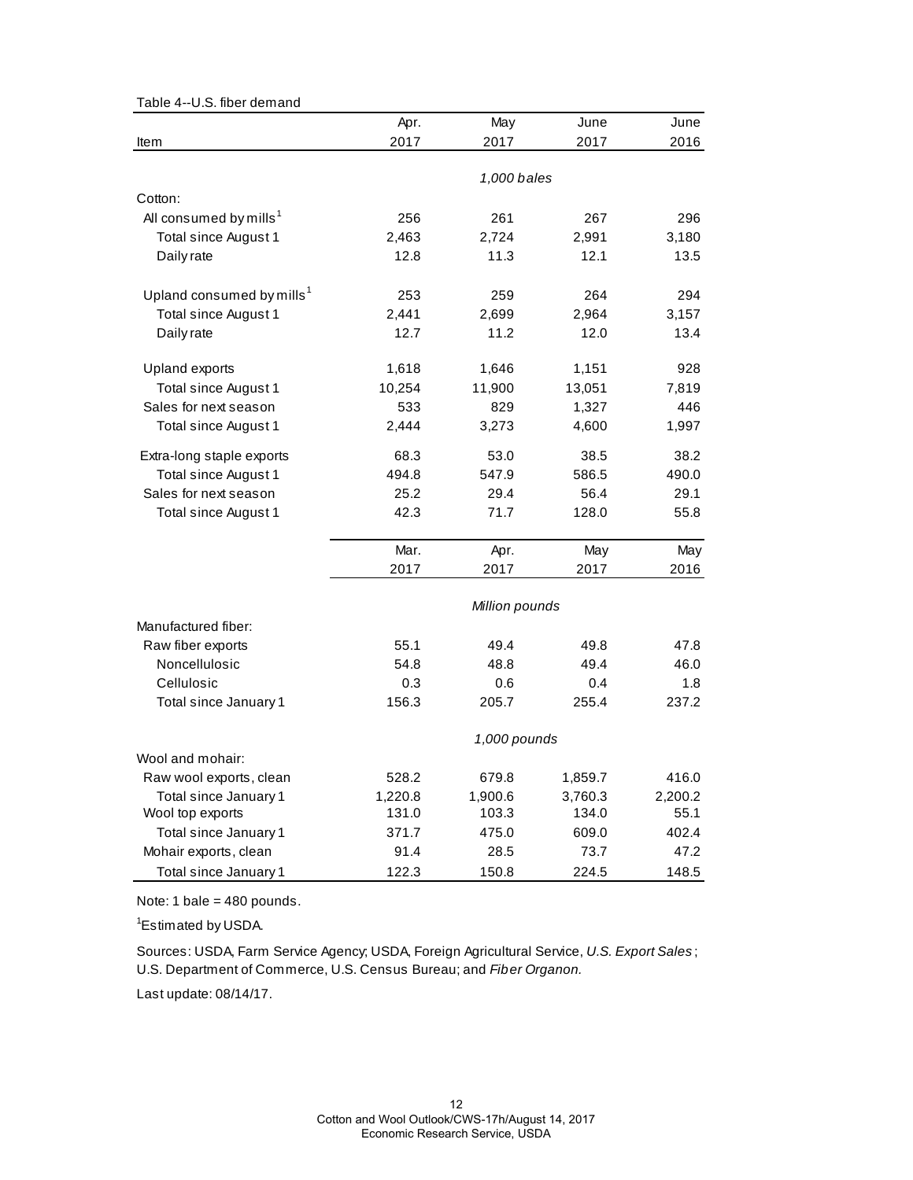Table 4--U.S. fiber demand

| Item | Apr. 2017 | May 2017 | June 2017 | June 2016 |
|---|---|---|---|---|
| | | *1,000 bales* | | |
| Cotton: | | | | |
| All consumed by mills[1] | 256 | 261 | 267 | 296 |
| Total since August 1 | 2,463 | 2,724 | 2,991 | 3,180 |
| Daily rate | 12.8 | 11.3 | 12.1 | 13.5 |
| Upland consumed by mills[1] | 253 | 259 | 264 | 294 |
| Total since August 1 | 2,441 | 2,699 | 2,964 | 3,157 |
| Daily rate | 12.7 | 11.2 | 12.0 | 13.4 |
| Upland exports | 1,618 | 1,646 | 1,151 | 928 |
| Total since August 1 | 10,254 | 11,900 | 13,051 | 7,819 |
| Sales for next season | 533 | 829 | 1,327 | 446 |
| Total since August 1 | 2,444 | 3,273 | 4,600 | 1,997 |
| Extra-long staple exports | 68.3 | 53.0 | 38.5 | 38.2 |
| Total since August 1 | 494.8 | 547.9 | 586.5 | 490.0 |
| Sales for next season | 25.2 | 29.4 | 56.4 | 29.1 |
| Total since August 1 | 42.3 | 71.7 | 128.0 | 55.8 |
| | **Mar. 2017** | **Apr. 2017** | **May 2017** | **May 2016** |
| | | *Million pounds* | | |
| Manufactured fiber: | | | | |
| Raw fiber exports | 55.1 | 49.4 | 49.8 | 47.8 |
| Noncellulosic | 54.8 | 48.8 | 49.4 | 46.0 |
| Cellulosic | 0.3 | 0.6 | 0.4 | 1.8 |
| Total since January 1 | 156.3 | 205.7 | 255.4 | 237.2 |
| | | *1,000 pounds* | | |
| Wool and mohair: | | | | |
| Raw wool exports, clean | 528.2 | 679.8 | 1,859.7 | 416.0 |
| Total since January 1 | 1,220.8 | 1,900.6 | 3,760.3 | 2,200.2 |
| Wool top exports | 131.0 | 103.3 | 134.0 | 55.1 |
| Total since January 1 | 371.7 | 475.0 | 609.0 | 402.4 |
| Mohair exports, clean | 91.4 | 28.5 | 73.7 | 47.2 |
| Total since January 1 | 122.3 | 150.8 | 224.5 | 148.5 |

Note: 1 bale = 480 pounds.

[1]Estimated by USDA.

Sources: USDA, Farm Service Agency; USDA, Foreign Agricultural Service, *U.S. Export Sales*; U.S. Department of Commerce, U.S. Census Bureau; and *Fiber Organon.*

Last update: 08/14/17.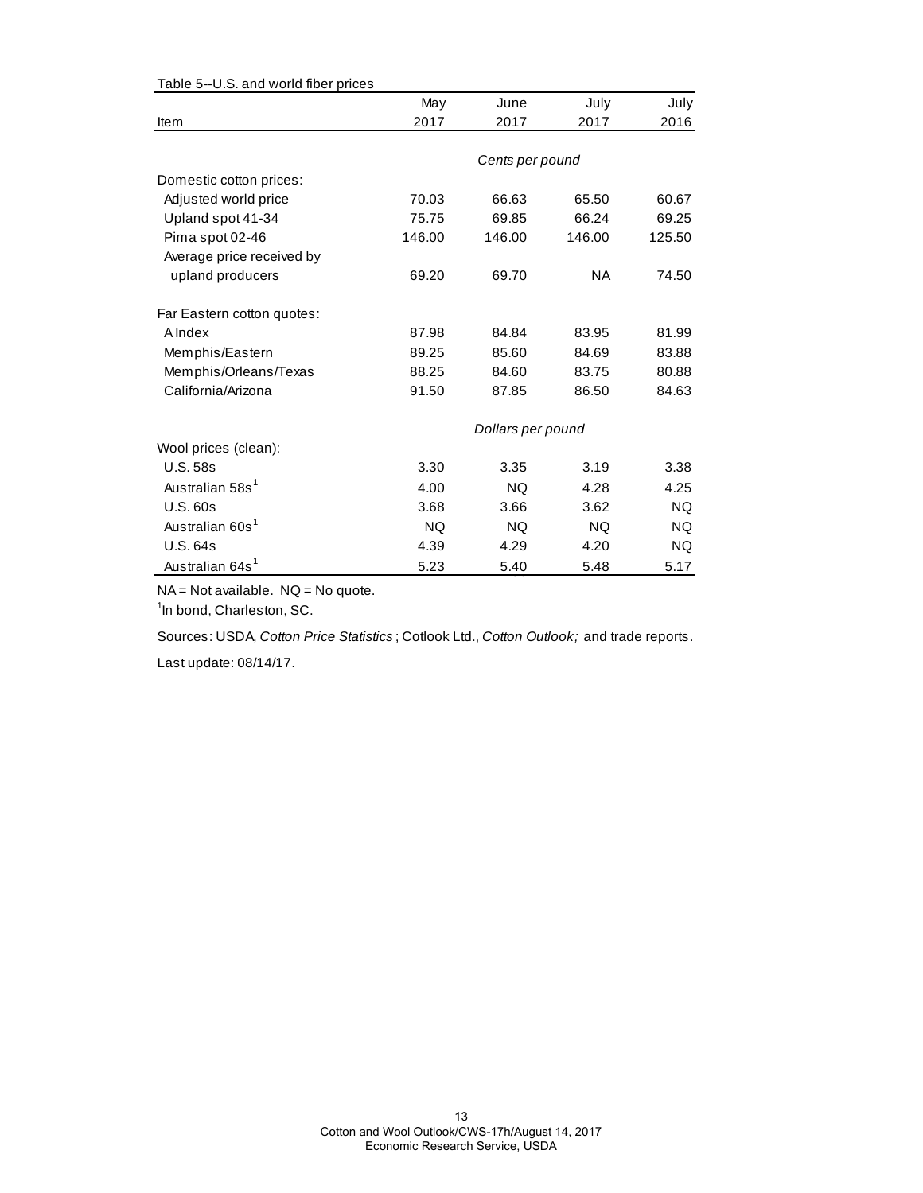Table 5--U.S. and world fiber prices

| Item | May 2017 | June 2017 | July 2017 | July 2016 |
|---|---|---|---|---|
| | *Cents per pound* | | | |
| Domestic cotton prices: | | | | |
| Adjusted world price | 70.03 | 66.63 | 65.50 | 60.67 |
| Upland spot 41-34 | 75.75 | 69.85 | 66.24 | 69.25 |
| Pima spot 02-46 | 146.00 | 146.00 | 146.00 | 125.50 |
| Average price received by upland producers | 69.20 | 69.70 | NA | 74.50 |
| Far Eastern cotton quotes: | | | | |
| A Index | 87.98 | 84.84 | 83.95 | 81.99 |
| Memphis/Eastern | 89.25 | 85.60 | 84.69 | 83.88 |
| Memphis/Orleans/Texas | 88.25 | 84.60 | 83.75 | 80.88 |
| California/Arizona | 91.50 | 87.85 | 86.50 | 84.63 |
| | *Dollars per pound* | | | |
| Wool prices (clean): | | | | |
| U.S. 58s | 3.30 | 3.35 | 3.19 | 3.38 |
| Australian 58s[1] | 4.00 | NQ | 4.28 | 4.25 |
| U.S. 60s | 3.68 | 3.66 | 3.62 | NQ |
| Australian 60s[1] | NQ | NQ | NQ | NQ |
| U.S. 64s | 4.39 | 4.29 | 4.20 | NQ |
| Australian 64s[1] | 5.23 | 5.40 | 5.48 | 5.17 |

NA = Not available. NQ = No quote.

[1]In bond, Charleston, SC.

Sources: USDA, *Cotton Price Statistics*; Cotlook Ltd., *Cotton Outlook;* and trade reports.

Last update: 08/14/17.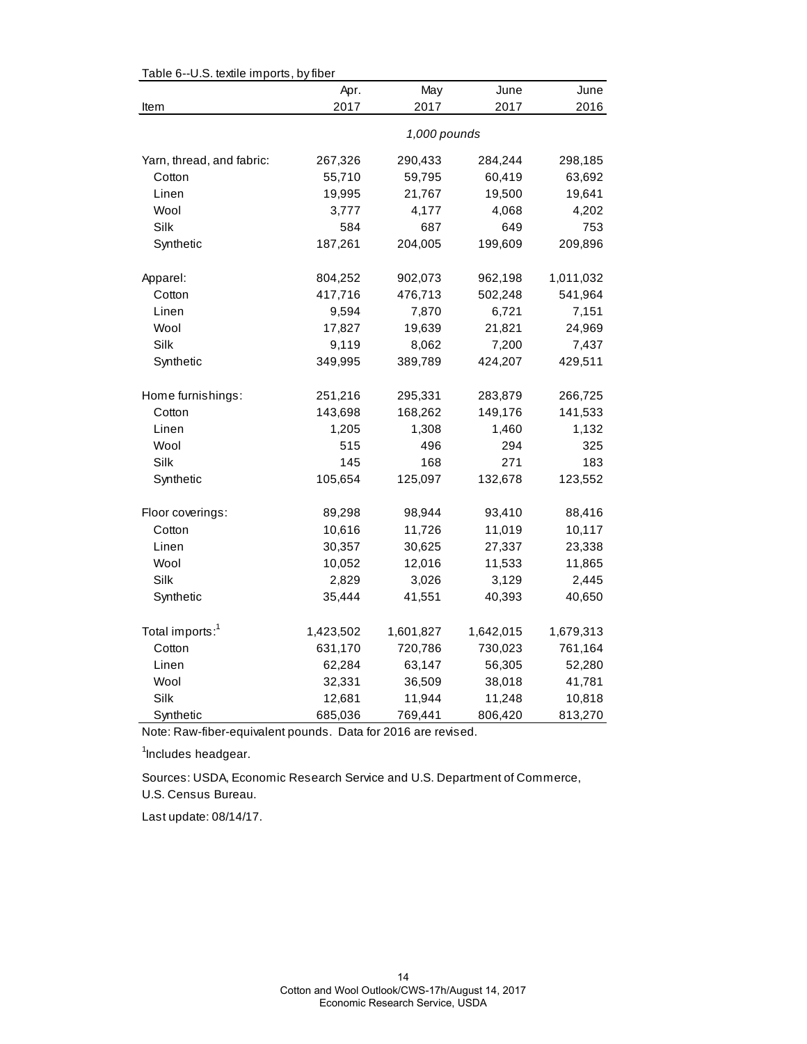Table 6--U.S. textile imports, by fiber

| Item | Apr. 2017 | May 2017 | June 2017 | June 2016 |
|---|---|---|---|---|
| | 1,000 pounds | | | |
| Yarn, thread, and fabric: | 267,326 | 290,433 | 284,244 | 298,185 |
| Cotton | 55,710 | 59,795 | 60,419 | 63,692 |
| Linen | 19,995 | 21,767 | 19,500 | 19,641 |
| Wool | 3,777 | 4,177 | 4,068 | 4,202 |
| Silk | 584 | 687 | 649 | 753 |
| Synthetic | 187,261 | 204,005 | 199,609 | 209,896 |
| Apparel: | 804,252 | 902,073 | 962,198 | 1,011,032 |
| Cotton | 417,716 | 476,713 | 502,248 | 541,964 |
| Linen | 9,594 | 7,870 | 6,721 | 7,151 |
| Wool | 17,827 | 19,639 | 21,821 | 24,969 |
| Silk | 9,119 | 8,062 | 7,200 | 7,437 |
| Synthetic | 349,995 | 389,789 | 424,207 | 429,511 |
| Home furnishings: | 251,216 | 295,331 | 283,879 | 266,725 |
| Cotton | 143,698 | 168,262 | 149,176 | 141,533 |
| Linen | 1,205 | 1,308 | 1,460 | 1,132 |
| Wool | 515 | 496 | 294 | 325 |
| Silk | 145 | 168 | 271 | 183 |
| Synthetic | 105,654 | 125,097 | 132,678 | 123,552 |
| Floor coverings: | 89,298 | 98,944 | 93,410 | 88,416 |
| Cotton | 10,616 | 11,726 | 11,019 | 10,117 |
| Linen | 30,357 | 30,625 | 27,337 | 23,338 |
| Wool | 10,052 | 12,016 | 11,533 | 11,865 |
| Silk | 2,829 | 3,026 | 3,129 | 2,445 |
| Synthetic | 35,444 | 41,551 | 40,393 | 40,650 |
| Total imports:[1] | 1,423,502 | 1,601,827 | 1,642,015 | 1,679,313 |
| Cotton | 631,170 | 720,786 | 730,023 | 761,164 |
| Linen | 62,284 | 63,147 | 56,305 | 52,280 |
| Wool | 32,331 | 36,509 | 38,018 | 41,781 |
| Silk | 12,681 | 11,944 | 11,248 | 10,818 |
| Synthetic | 685,036 | 769,441 | 806,420 | 813,270 |

Note: Raw-fiber-equivalent pounds. Data for 2016 are revised.

[1]Includes headgear.

Sources: USDA, Economic Research Service and U.S. Department of Commerce, U.S. Census Bureau.

Last update: 08/14/17.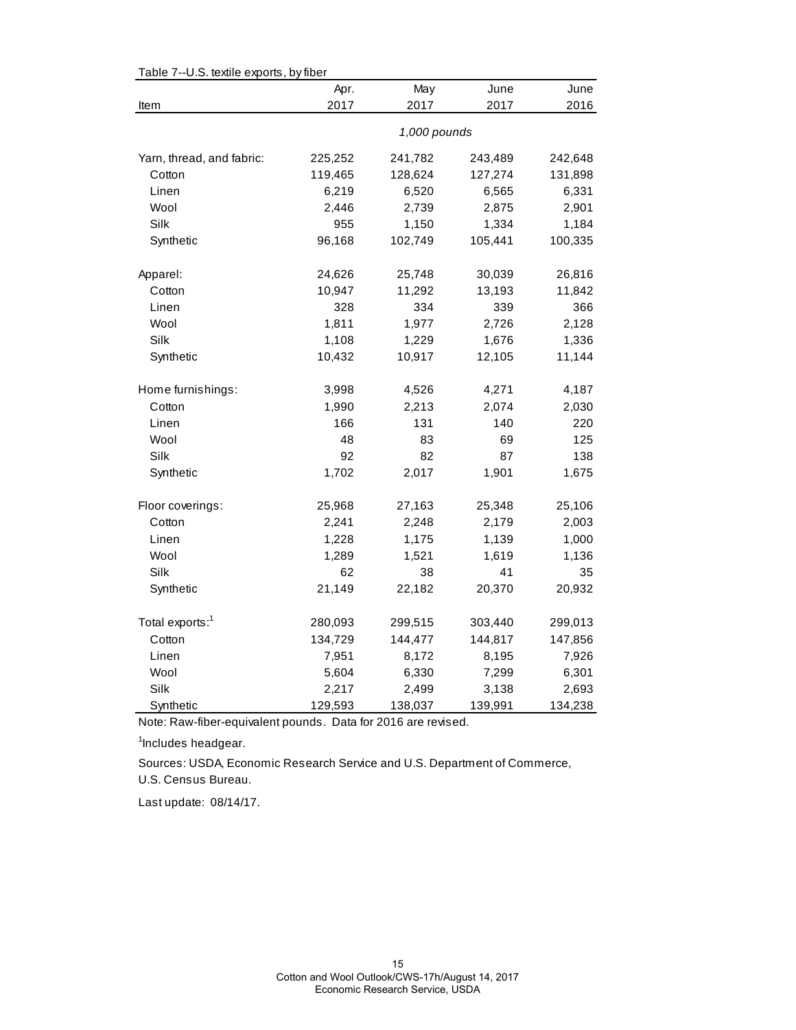Table 7--U.S. textile exports, by fiber

| Item | Apr. 2017 | May 2017 | June 2017 | June 2016 |
|---|---|---|---|---|
| | *1,000 pounds* | | | |
| Yarn, thread, and fabric: | 225,252 | 241,782 | 243,489 | 242,648 |
| Cotton | 119,465 | 128,624 | 127,274 | 131,898 |
| Linen | 6,219 | 6,520 | 6,565 | 6,331 |
| Wool | 2,446 | 2,739 | 2,875 | 2,901 |
| Silk | 955 | 1,150 | 1,334 | 1,184 |
| Synthetic | 96,168 | 102,749 | 105,441 | 100,335 |
| Apparel: | 24,626 | 25,748 | 30,039 | 26,816 |
| Cotton | 10,947 | 11,292 | 13,193 | 11,842 |
| Linen | 328 | 334 | 339 | 366 |
| Wool | 1,811 | 1,977 | 2,726 | 2,128 |
| Silk | 1,108 | 1,229 | 1,676 | 1,336 |
| Synthetic | 10,432 | 10,917 | 12,105 | 11,144 |
| Home furnishings: | 3,998 | 4,526 | 4,271 | 4,187 |
| Cotton | 1,990 | 2,213 | 2,074 | 2,030 |
| Linen | 166 | 131 | 140 | 220 |
| Wool | 48 | 83 | 69 | 125 |
| Silk | 92 | 82 | 87 | 138 |
| Synthetic | 1,702 | 2,017 | 1,901 | 1,675 |
| Floor coverings: | 25,968 | 27,163 | 25,348 | 25,106 |
| Cotton | 2,241 | 2,248 | 2,179 | 2,003 |
| Linen | 1,228 | 1,175 | 1,139 | 1,000 |
| Wool | 1,289 | 1,521 | 1,619 | 1,136 |
| Silk | 62 | 38 | 41 | 35 |
| Synthetic | 21,149 | 22,182 | 20,370 | 20,932 |
| Total exports:[1] | 280,093 | 299,515 | 303,440 | 299,013 |
| Cotton | 134,729 | 144,477 | 144,817 | 147,856 |
| Linen | 7,951 | 8,172 | 8,195 | 7,926 |
| Wool | 5,604 | 6,330 | 7,299 | 6,301 |
| Silk | 2,217 | 2,499 | 3,138 | 2,693 |
| Synthetic | 129,593 | 138,037 | 139,991 | 134,238 |

Note: Raw-fiber-equivalent pounds. Data for 2016 are revised.

[1]Includes headgear.

Sources: USDA, Economic Research Service and U.S. Department of Commerce, U.S. Census Bureau.

Last update: 08/14/17.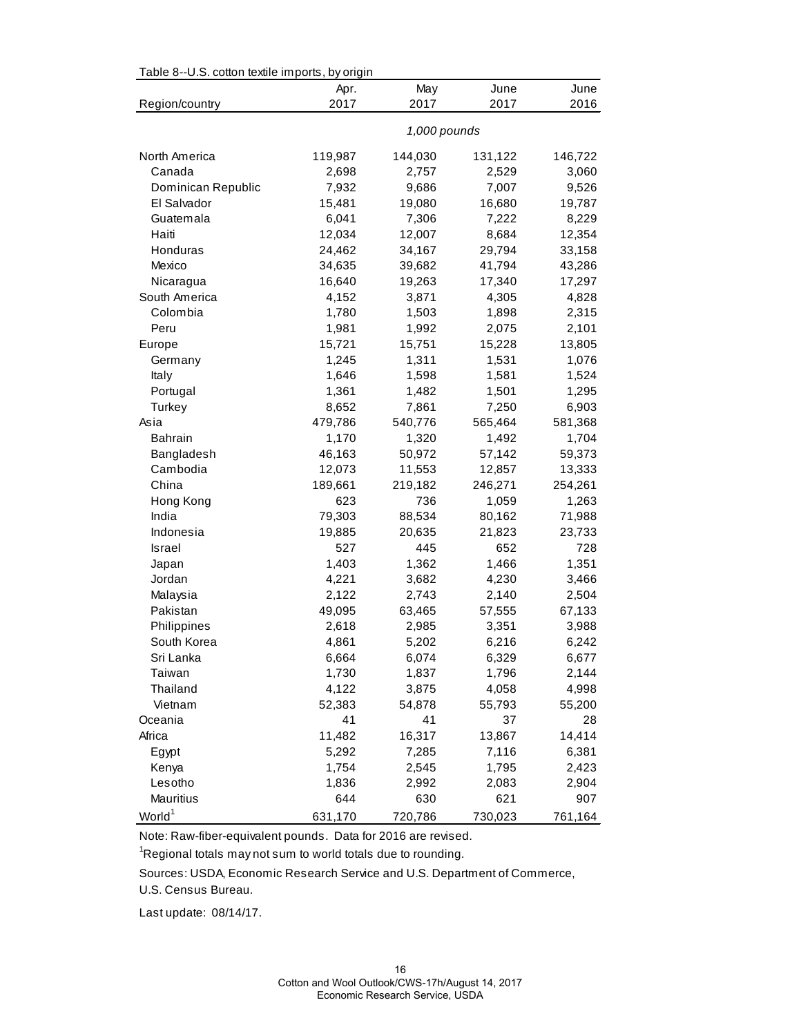Table 8--U.S. cotton textile imports, by origin

| Region/country | Apr. 2017 | May 2017 | June 2017 | June 2016 |
|---|---|---|---|---|
| | *1,000 pounds* | | | |
| North America | 119,987 | 144,030 | 131,122 | 146,722 |
| Canada | 2,698 | 2,757 | 2,529 | 3,060 |
| Dominican Republic | 7,932 | 9,686 | 7,007 | 9,526 |
| El Salvador | 15,481 | 19,080 | 16,680 | 19,787 |
| Guatemala | 6,041 | 7,306 | 7,222 | 8,229 |
| Haiti | 12,034 | 12,007 | 8,684 | 12,354 |
| Honduras | 24,462 | 34,167 | 29,794 | 33,158 |
| Mexico | 34,635 | 39,682 | 41,794 | 43,286 |
| Nicaragua | 16,640 | 19,263 | 17,340 | 17,297 |
| South America | 4,152 | 3,871 | 4,305 | 4,828 |
| Colombia | 1,780 | 1,503 | 1,898 | 2,315 |
| Peru | 1,981 | 1,992 | 2,075 | 2,101 |
| Europe | 15,721 | 15,751 | 15,228 | 13,805 |
| Germany | 1,245 | 1,311 | 1,531 | 1,076 |
| Italy | 1,646 | 1,598 | 1,581 | 1,524 |
| Portugal | 1,361 | 1,482 | 1,501 | 1,295 |
| Turkey | 8,652 | 7,861 | 7,250 | 6,903 |
| Asia | 479,786 | 540,776 | 565,464 | 581,368 |
| Bahrain | 1,170 | 1,320 | 1,492 | 1,704 |
| Bangladesh | 46,163 | 50,972 | 57,142 | 59,373 |
| Cambodia | 12,073 | 11,553 | 12,857 | 13,333 |
| China | 189,661 | 219,182 | 246,271 | 254,261 |
| Hong Kong | 623 | 736 | 1,059 | 1,263 |
| India | 79,303 | 88,534 | 80,162 | 71,988 |
| Indonesia | 19,885 | 20,635 | 21,823 | 23,733 |
| Israel | 527 | 445 | 652 | 728 |
| Japan | 1,403 | 1,362 | 1,466 | 1,351 |
| Jordan | 4,221 | 3,682 | 4,230 | 3,466 |
| Malaysia | 2,122 | 2,743 | 2,140 | 2,504 |
| Pakistan | 49,095 | 63,465 | 57,555 | 67,133 |
| Philippines | 2,618 | 2,985 | 3,351 | 3,988 |
| South Korea | 4,861 | 5,202 | 6,216 | 6,242 |
| Sri Lanka | 6,664 | 6,074 | 6,329 | 6,677 |
| Taiwan | 1,730 | 1,837 | 1,796 | 2,144 |
| Thailand | 4,122 | 3,875 | 4,058 | 4,998 |
| Vietnam | 52,383 | 54,878 | 55,793 | 55,200 |
| Oceania | 41 | 41 | 37 | 28 |
| Africa | 11,482 | 16,317 | 13,867 | 14,414 |
| Egypt | 5,292 | 7,285 | 7,116 | 6,381 |
| Kenya | 1,754 | 2,545 | 1,795 | 2,423 |
| Lesotho | 1,836 | 2,992 | 2,083 | 2,904 |
| Mauritius | 644 | 630 | 621 | 907 |
| World[1] | 631,170 | 720,786 | 730,023 | 761,164 |

Note: Raw-fiber-equivalent pounds. Data for 2016 are revised.

[1]Regional totals may not sum to world totals due to rounding.

Sources: USDA, Economic Research Service and U.S. Department of Commerce, U.S. Census Bureau.

Last update: 08/14/17.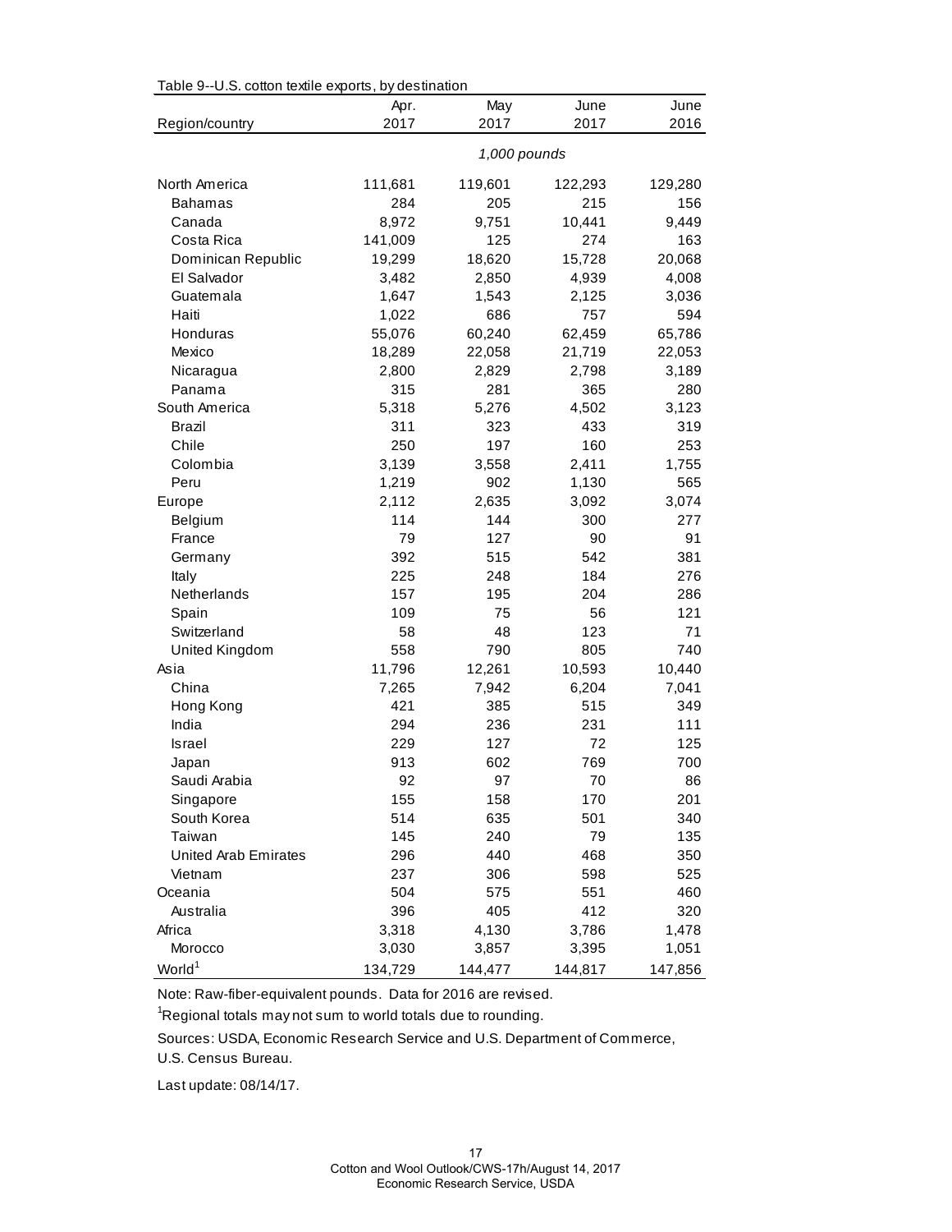Table 9--U.S. cotton textile exports, by destination

| Region/country | Apr. 2017 | May 2017 | June 2017 | June 2016 |
|---|---|---|---|---|
| | *1,000 pounds* | | | |
| North America | 111,681 | 119,601 | 122,293 | 129,280 |
| Bahamas | 284 | 205 | 215 | 156 |
| Canada | 8,972 | 9,751 | 10,441 | 9,449 |
| Costa Rica | 141,009 | 125 | 274 | 163 |
| Dominican Republic | 19,299 | 18,620 | 15,728 | 20,068 |
| El Salvador | 3,482 | 2,850 | 4,939 | 4,008 |
| Guatemala | 1,647 | 1,543 | 2,125 | 3,036 |
| Haiti | 1,022 | 686 | 757 | 594 |
| Honduras | 55,076 | 60,240 | 62,459 | 65,786 |
| Mexico | 18,289 | 22,058 | 21,719 | 22,053 |
| Nicaragua | 2,800 | 2,829 | 2,798 | 3,189 |
| Panama | 315 | 281 | 365 | 280 |
| South America | 5,318 | 5,276 | 4,502 | 3,123 |
| Brazil | 311 | 323 | 433 | 319 |
| Chile | 250 | 197 | 160 | 253 |
| Colombia | 3,139 | 3,558 | 2,411 | 1,755 |
| Peru | 1,219 | 902 | 1,130 | 565 |
| Europe | 2,112 | 2,635 | 3,092 | 3,074 |
| Belgium | 114 | 144 | 300 | 277 |
| France | 79 | 127 | 90 | 91 |
| Germany | 392 | 515 | 542 | 381 |
| Italy | 225 | 248 | 184 | 276 |
| Netherlands | 157 | 195 | 204 | 286 |
| Spain | 109 | 75 | 56 | 121 |
| Switzerland | 58 | 48 | 123 | 71 |
| United Kingdom | 558 | 790 | 805 | 740 |
| Asia | 11,796 | 12,261 | 10,593 | 10,440 |
| China | 7,265 | 7,942 | 6,204 | 7,041 |
| Hong Kong | 421 | 385 | 515 | 349 |
| India | 294 | 236 | 231 | 111 |
| Israel | 229 | 127 | 72 | 125 |
| Japan | 913 | 602 | 769 | 700 |
| Saudi Arabia | 92 | 97 | 70 | 86 |
| Singapore | 155 | 158 | 170 | 201 |
| South Korea | 514 | 635 | 501 | 340 |
| Taiwan | 145 | 240 | 79 | 135 |
| United Arab Emirates | 296 | 440 | 468 | 350 |
| Vietnam | 237 | 306 | 598 | 525 |
| Oceania | 504 | 575 | 551 | 460 |
| Australia | 396 | 405 | 412 | 320 |
| Africa | 3,318 | 4,130 | 3,786 | 1,478 |
| Morocco | 3,030 | 3,857 | 3,395 | 1,051 |
| World[1] | 134,729 | 144,477 | 144,817 | 147,856 |

Note: Raw-fiber-equivalent pounds. Data for 2016 are revised.

[1]Regional totals may not sum to world totals due to rounding.

Sources: USDA, Economic Research Service and U.S. Department of Commerce, U.S. Census Bureau.

Last update: 08/14/17.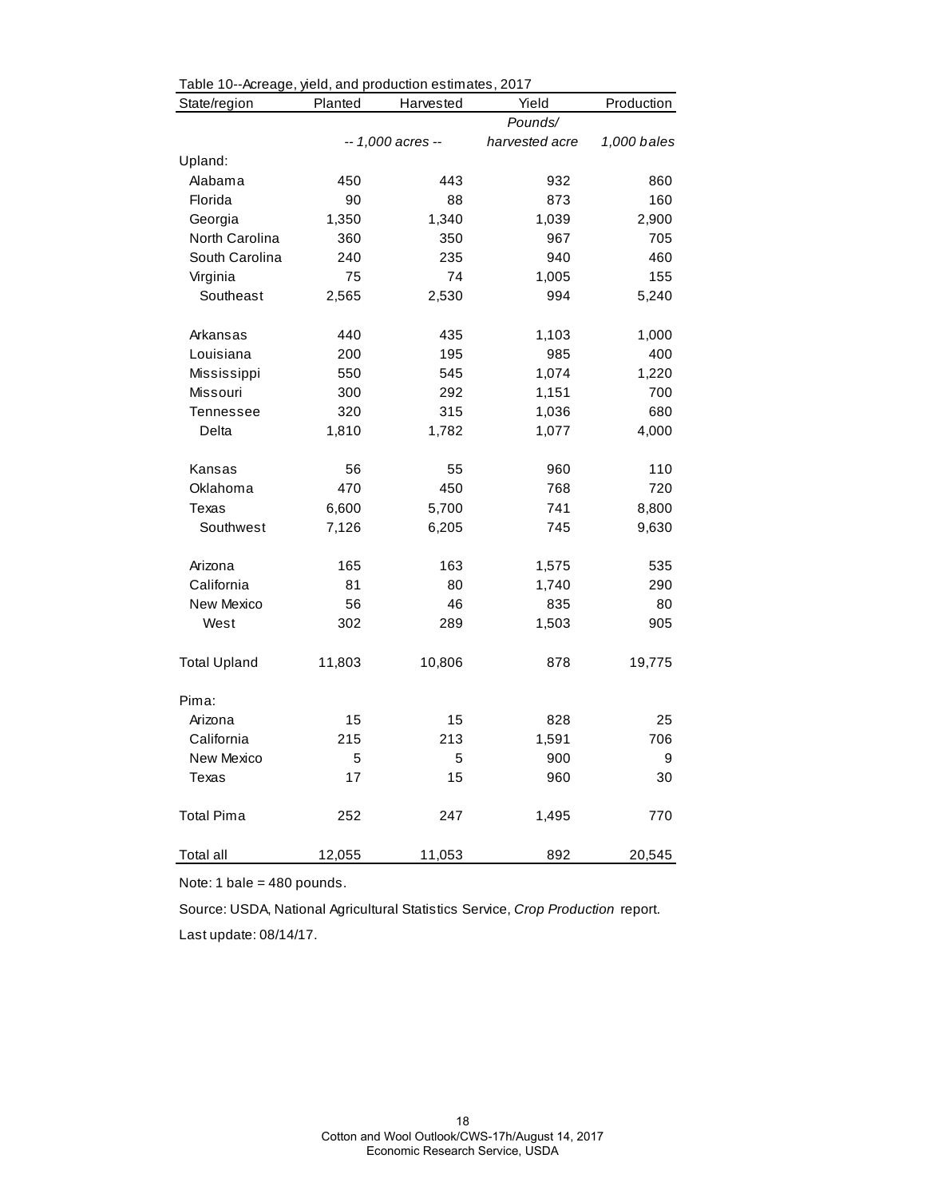Table 10--Acreage, yield, and production estimates, 2017

| State/region | Planted | Harvested | Yield | Production |
|---|---|---|---|---|
| | | | *Pounds/* | |
| | *-- 1,000 acres --* | | *harvested acre* | *1,000 bales* |
| Upland: | | | | |
| Alabama | 450 | 443 | 932 | 860 |
| Florida | 90 | 88 | 873 | 160 |
| Georgia | 1,350 | 1,340 | 1,039 | 2,900 |
| North Carolina | 360 | 350 | 967 | 705 |
| South Carolina | 240 | 235 | 940 | 460 |
| Virginia | 75 | 74 | 1,005 | 155 |
| Southeast | 2,565 | 2,530 | 994 | 5,240 |
| | | | | |
| Arkansas | 440 | 435 | 1,103 | 1,000 |
| Louisiana | 200 | 195 | 985 | 400 |
| Mississippi | 550 | 545 | 1,074 | 1,220 |
| Missouri | 300 | 292 | 1,151 | 700 |
| Tennessee | 320 | 315 | 1,036 | 680 |
| Delta | 1,810 | 1,782 | 1,077 | 4,000 |
| | | | | |
| Kansas | 56 | 55 | 960 | 110 |
| Oklahoma | 470 | 450 | 768 | 720 |
| Texas | 6,600 | 5,700 | 741 | 8,800 |
| Southwest | 7,126 | 6,205 | 745 | 9,630 |
| | | | | |
| Arizona | 165 | 163 | 1,575 | 535 |
| California | 81 | 80 | 1,740 | 290 |
| New Mexico | 56 | 46 | 835 | 80 |
| West | 302 | 289 | 1,503 | 905 |
| | | | | |
| Total Upland | 11,803 | 10,806 | 878 | 19,775 |
| | | | | |
| Pima: | | | | |
| Arizona | 15 | 15 | 828 | 25 |
| California | 215 | 213 | 1,591 | 706 |
| New Mexico | 5 | 5 | 900 | 9 |
| Texas | 17 | 15 | 960 | 30 |
| | | | | |
| Total Pima | 252 | 247 | 1,495 | 770 |
| | | | | |
| Total all | 12,055 | 11,053 | 892 | 20,545 |

Note: 1 bale = 480 pounds.

Source: USDA, National Agricultural Statistics Service, *Crop Production* report.

Last update: 08/14/17.